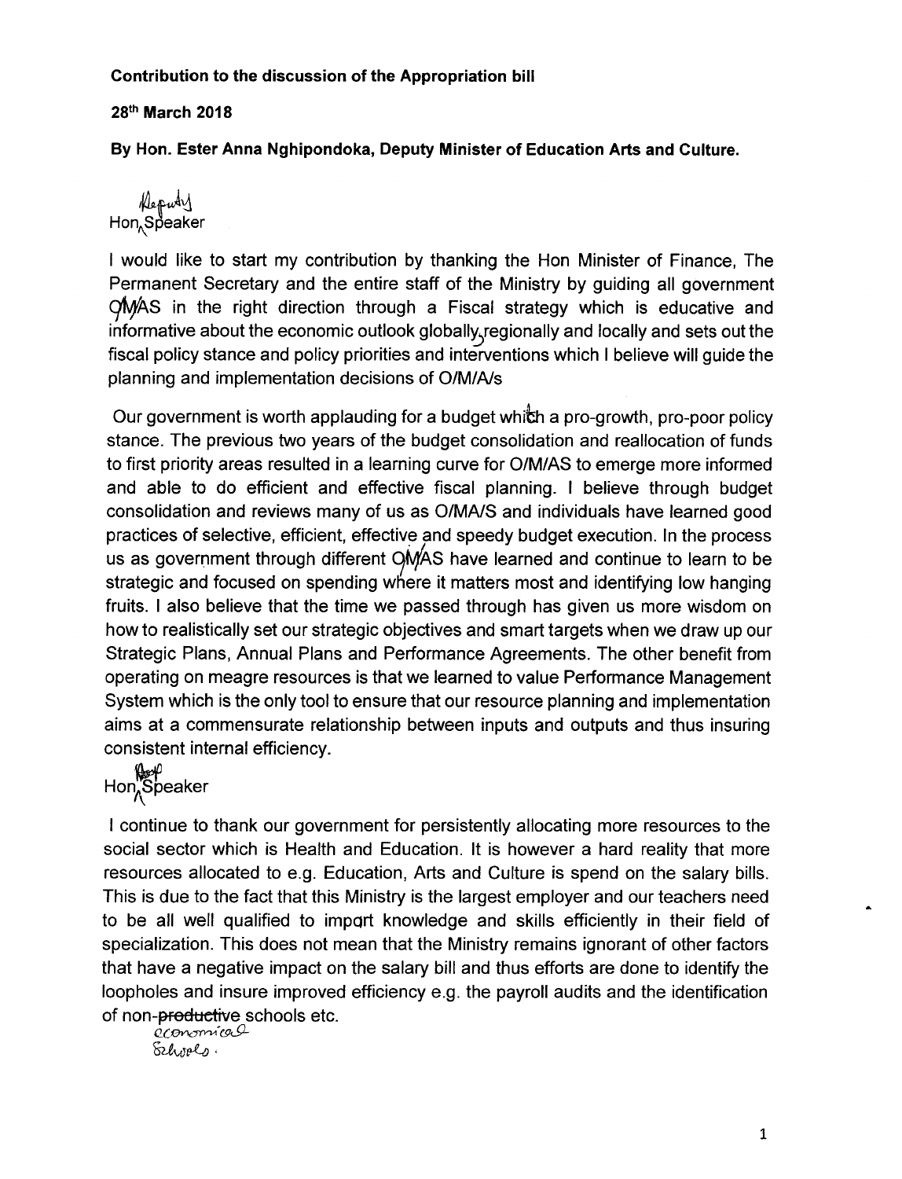**Contribution to the discussion of the Appropriation bill**

**28th March 2018**

**By Hon. Ester Anna Nghipondoka, Deputy Minister of Education Arts and Culture.**

Hon Deputy Speaker

I would like to start my contribution by thanking the Hon Minister of Finance, The Permanent Secretary and the entire staff of the Ministry by guiding all government OMAS in the right direction through a Fiscal strategy which is educative and informative about the economic outlook globally, regionally and locally and sets out the fiscal policy stance and policy priorities and interventions which I believe will guide the planning and implementation decisions of O/M/A/s

Our government is worth applauding for a budget with a pro-growth, pro-poor policy stance. The previous two years of the budget consolidation and reallocation of funds to first priority areas resulted in a learning curve for O/M/AS to emerge more informed and able to do efficient and effective fiscal planning. I believe through budget consolidation and reviews many of us as O/MA/S and individuals have learned good practices of selective, efficient, effective and speedy budget execution. In the process us as government through different OMAS have learned and continue to learn to be strategic and focused on spending where it matters most and identifying low hanging fruits. I also believe that the time we passed through has given us more wisdom on how to realistically set our strategic objectives and smart targets when we draw up our Strategic Plans, Annual Plans and Performance Agreements. The other benefit from operating on meagre resources is that we learned to value Performance Management System which is the only tool to ensure that our resource planning and implementation aims at a commensurate relationship between inputs and outputs and thus insuring consistent internal efficiency.

Hon Deputy Speaker

I continue to thank our government for persistently allocating more resources to the social sector which is Health and Education. It is however a hard reality that more resources allocated to e.g. Education, Arts and Culture is spend on the salary bills. This is due to the fact that this Ministry is the largest employer and our teachers need to be all well qualified to impart knowledge and skills efficiently in their field of specialization. This does not mean that the Ministry remains ignorant of other factors that have a negative impact on the salary bill and thus efforts are done to identify the loopholes and insure improved efficiency e.g. the payroll audits and the identification of non-~~productive~~ economical schools etc.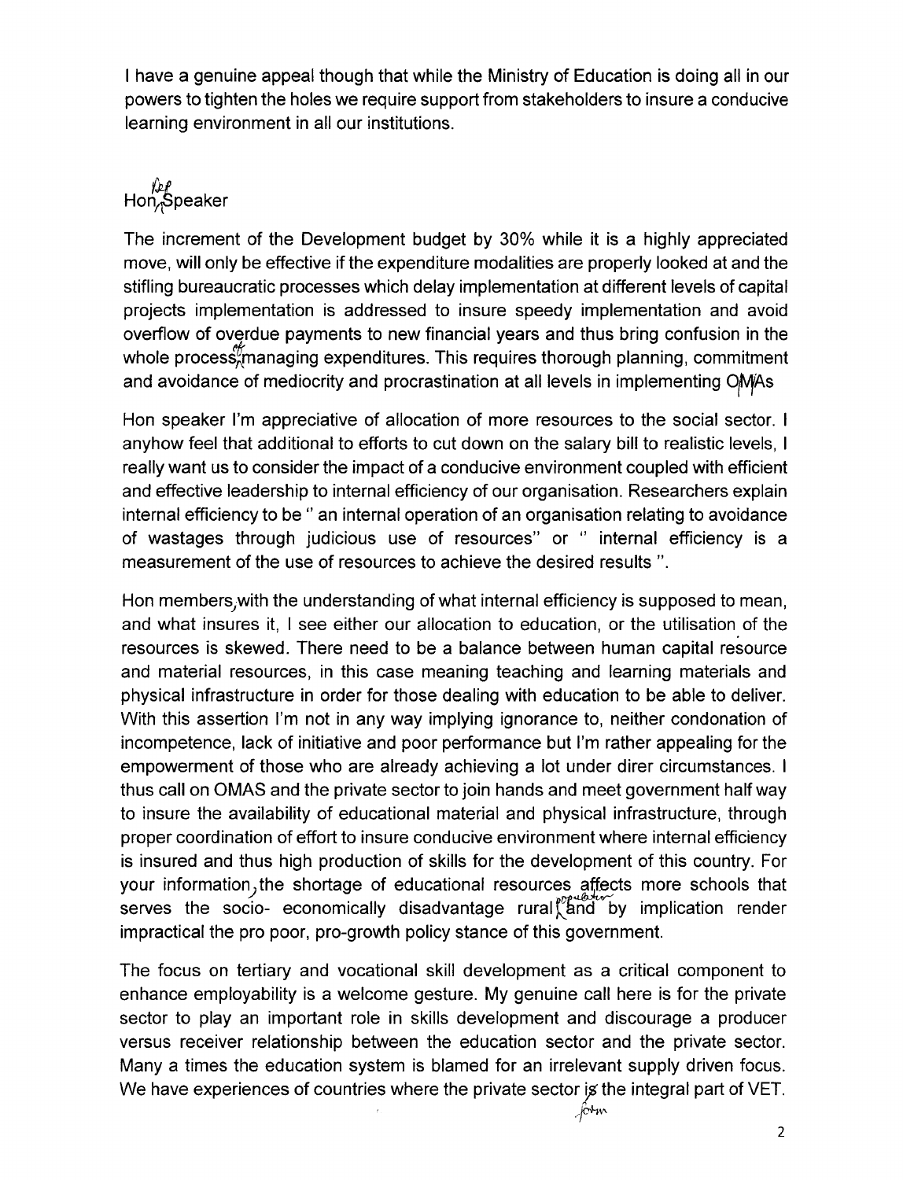I have a genuine appeal though that while the Ministry of Education is doing all in our powers to tighten the holes we require support from stakeholders to insure a conducive learning environment in all our institutions.

Hon Speaker

The increment of the Development budget by 30% while it is a highly appreciated move, will only be effective if the expenditure modalities are properly looked at and the stifling bureaucratic processes which delay implementation at different levels of capital projects implementation is addressed to insure speedy implementation and avoid overflow of overdue payments to new financial years and thus bring confusion in the whole process of managing expenditures. This requires thorough planning, commitment and avoidance of mediocrity and procrastination at all levels in implementing OMAs

Hon speaker I'm appreciative of allocation of more resources to the social sector. I anyhow feel that additional to efforts to cut down on the salary bill to realistic levels, I really want us to consider the impact of a conducive environment coupled with efficient and effective leadership to internal efficiency of our organisation. Researchers explain internal efficiency to be " an internal operation of an organisation relating to avoidance of wastages through judicious use of resources" or " internal efficiency is a measurement of the use of resources to achieve the desired results ".

Hon members, with the understanding of what internal efficiency is supposed to mean, and what insures it, I see either our allocation to education, or the utilisation of the resources is skewed. There need to be a balance between human capital resource and material resources, in this case meaning teaching and learning materials and physical infrastructure in order for those dealing with education to be able to deliver. With this assertion I'm not in any way implying ignorance to, neither condonation of incompetence, lack of initiative and poor performance but I'm rather appealing for the empowerment of those who are already achieving a lot under direr circumstances. I thus call on OMAS and the private sector to join hands and meet government half way to insure the availability of educational material and physical infrastructure, through proper coordination of effort to insure conducive environment where internal efficiency is insured and thus high production of skills for the development of this country. For your information, the shortage of educational resources affects more schools that serves the socio- economically disadvantage rural population and by implication render impractical the pro poor, pro-growth policy stance of this government.

The focus on tertiary and vocational skill development as a critical component to enhance employability is a welcome gesture. My genuine call here is for the private sector to play an important role in skills development and discourage a producer versus receiver relationship between the education sector and the private sector. Many a times the education system is blamed for an irrelevant supply driven focus. We have experiences of countries where the private sector form the integral part of VET.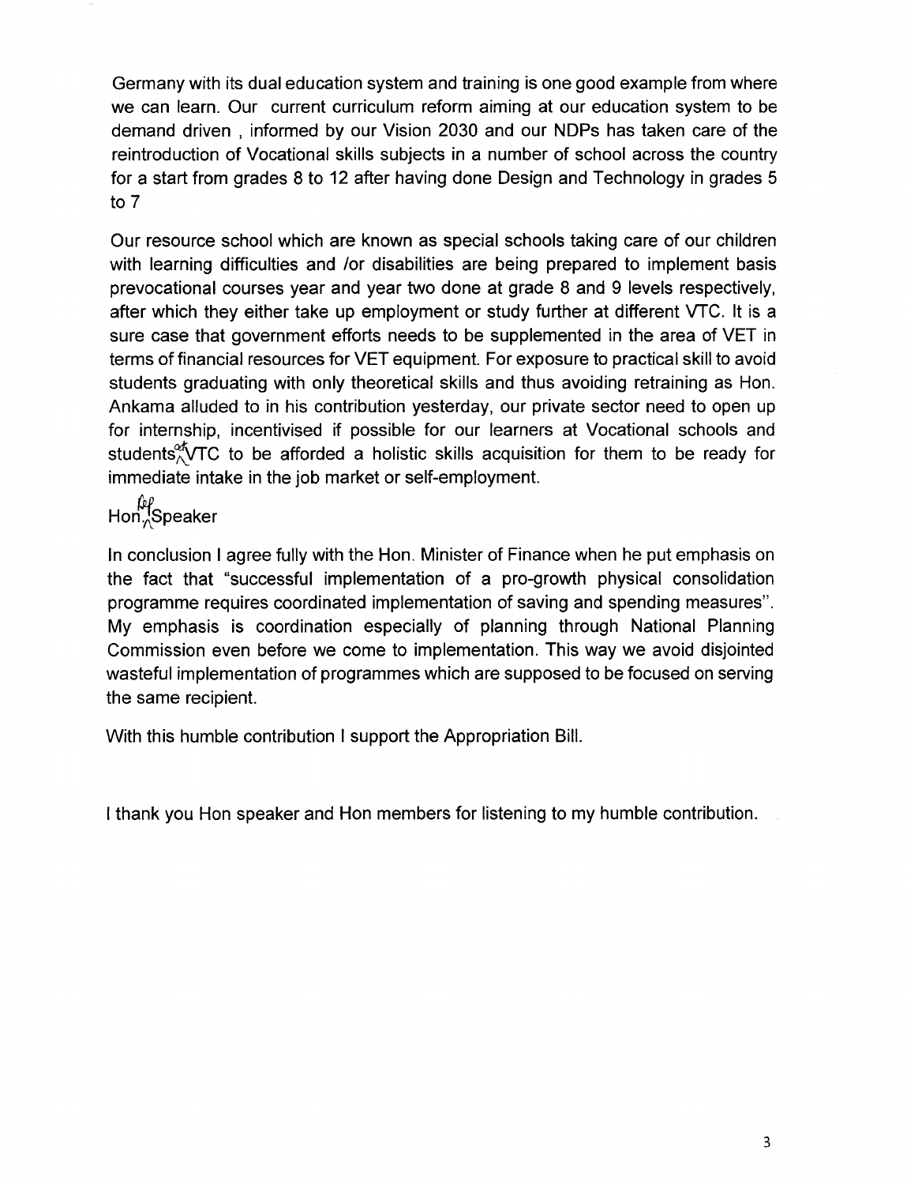Germany with its dual education system and training is one good example from where we can learn. Our current curriculum reform aiming at our education system to be demand driven , informed by our Vision 2030 and our NDPs has taken care of the reintroduction of Vocational skills subjects in a number of school across the country for a start from grades 8 to 12 after having done Design and Technology in grades 5 to 7

Our resource school which are known as special schools taking care of our children with learning difficulties and /or disabilities are being prepared to implement basis prevocational courses year and year two done at grade 8 and 9 levels respectively, after which they either take up employment or study further at different VTC. It is a sure case that government efforts needs to be supplemented in the area of VET in terms of financial resources for VET equipment. For exposure to practical skill to avoid students graduating with only theoretical skills and thus avoiding retraining as Hon. Ankama alluded to in his contribution yesterday, our private sector need to open up for internship, incentivised if possible for our learners at Vocational schools and students at VTC to be afforded a holistic skills acquisition for them to be ready for immediate intake in the job market or self-employment.

Hon. Dep Speaker

In conclusion I agree fully with the Hon. Minister of Finance when he put emphasis on the fact that "successful implementation of a pro-growth physical consolidation programme requires coordinated implementation of saving and spending measures". My emphasis is coordination especially of planning through National Planning Commission even before we come to implementation. This way we avoid disjointed wasteful implementation of programmes which are supposed to be focused on serving the same recipient.

With this humble contribution I support the Appropriation Bill.

I thank you Hon speaker and Hon members for listening to my humble contribution.